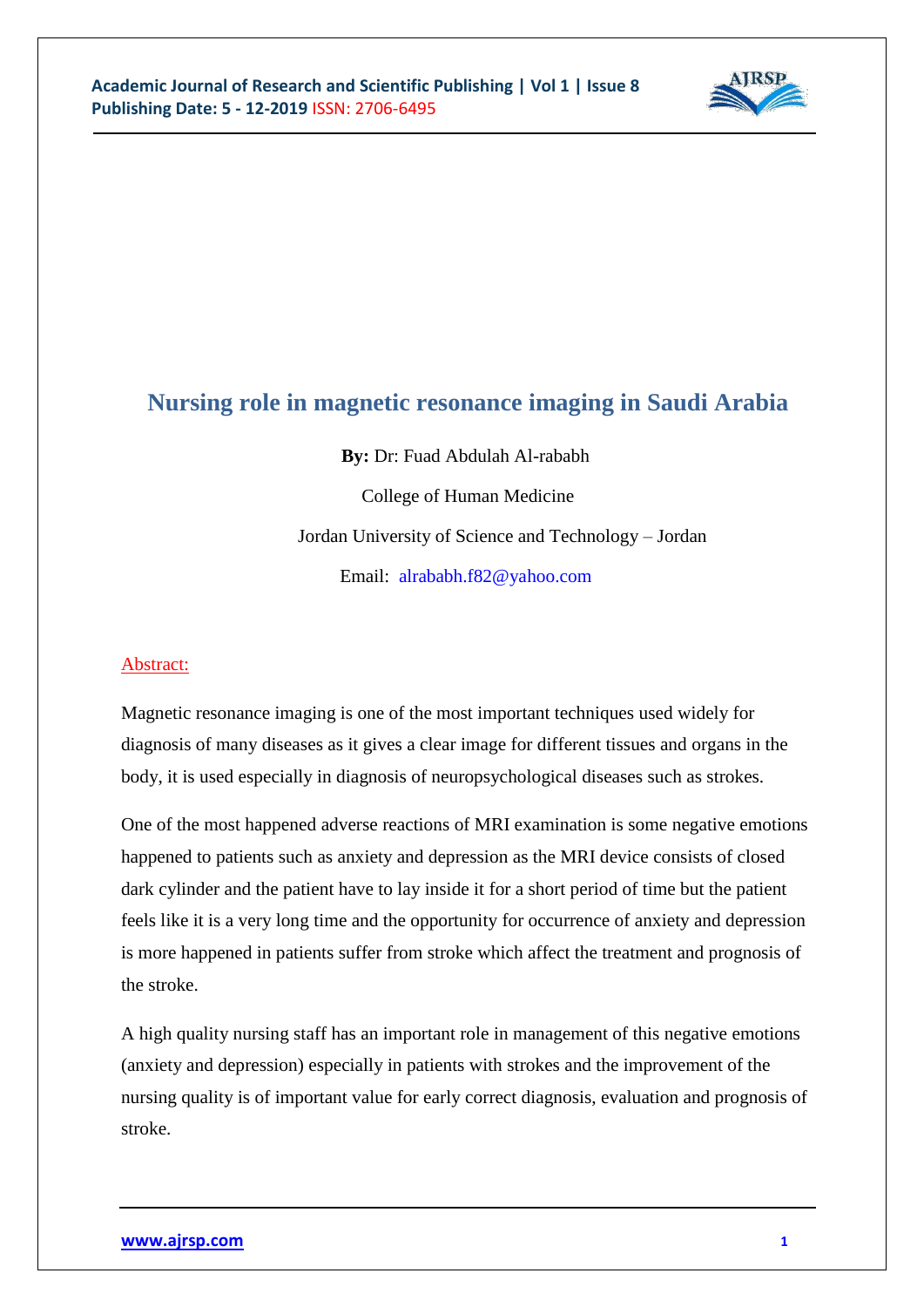# Nursing role in magnetic resonance imaging in Saudi Arabia

**By:** Dr: Fuad Abdulah Al-rababh

College of Human Medicine

Jordan University of Science and Technology – Jordan

Email: alrababh.f82@yahoo.com

## Abstract:

Magnetic resonance imaging is one of the most important techniques used widely for diagnosis of many diseases as it gives a clear image for different tissues and organs in the body, it is used especially in diagnosis of neuropsychological diseases such as strokes.

One of the most happened adverse reactions of MRI examination is some negative emotions happened to patients such as anxiety and depression as the MRI device consists of closed dark cylinder and the patient have to lay inside it for a short period of time but the patient feels like it is a very long time and the opportunity for occurrence of anxiety and depression is more happened in patients suffer from stroke which affect the treatment and prognosis of the stroke.

A high quality nursing staff has an important role in management of this negative emotions (anxiety and depression) especially in patients with strokes and the improvement of the nursing quality is of important value for early correct diagnosis, evaluation and prognosis of stroke.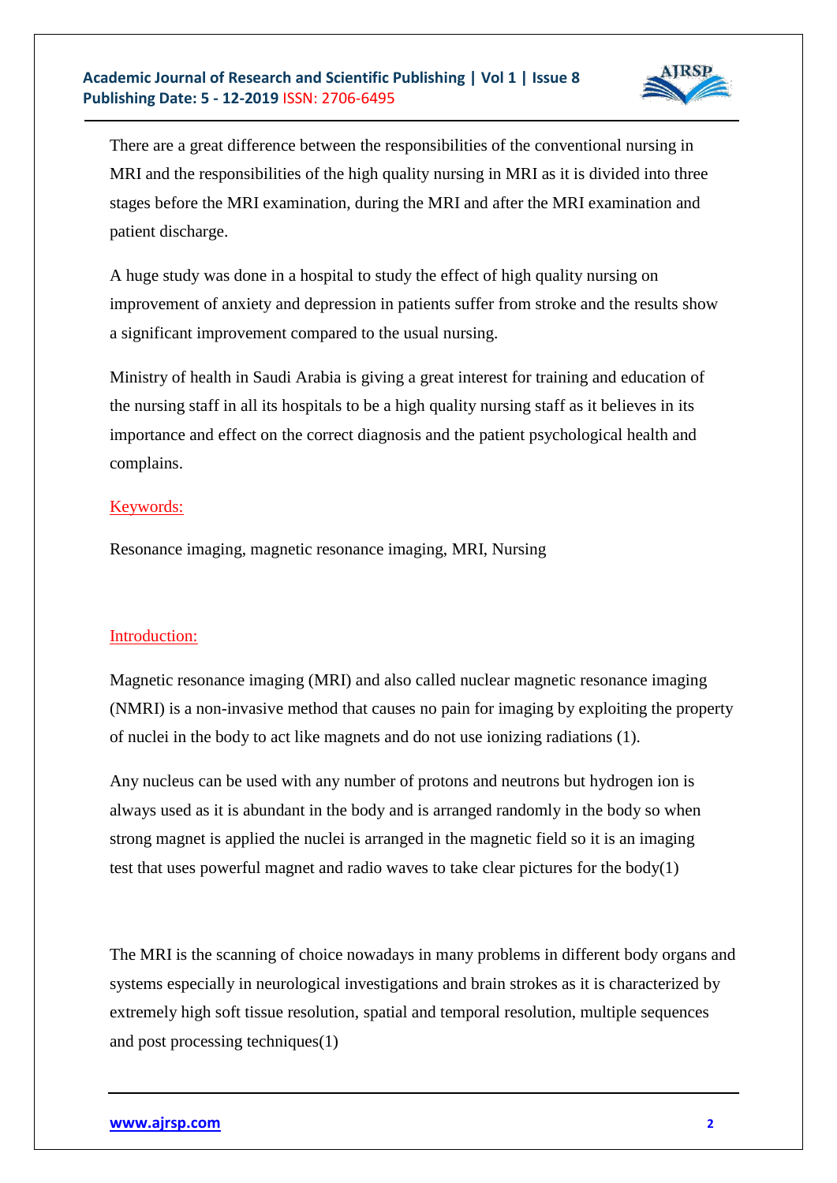There are a great difference between the responsibilities of the conventional nursing in MRI and the responsibilities of the high quality nursing in MRI as it is divided into three stages before the MRI examination, during the MRI and after the MRI examination and patient discharge.

A huge study was done in a hospital to study the effect of high quality nursing on improvement of anxiety and depression in patients suffer from stroke and the results show a significant improvement compared to the usual nursing.

Ministry of health in Saudi Arabia is giving a great interest for training and education of the nursing staff in all its hospitals to be a high quality nursing staff as it believes in its importance and effect on the correct diagnosis and the patient psychological health and complains.

## Keywords:

Resonance imaging, magnetic resonance imaging, MRI, Nursing

## Introduction:

Magnetic resonance imaging (MRI) and also called nuclear magnetic resonance imaging (NMRI) is a non-invasive method that causes no pain for imaging by exploiting the property of nuclei in the body to act like magnets and do not use ionizing radiations (1).

Any nucleus can be used with any number of protons and neutrons but hydrogen ion is always used as it is abundant in the body and is arranged randomly in the body so when strong magnet is applied the nuclei is arranged in the magnetic field so it is an imaging test that uses powerful magnet and radio waves to take clear pictures for the body(1)

The MRI is the scanning of choice nowadays in many problems in different body organs and systems especially in neurological investigations and brain strokes as it is characterized by extremely high soft tissue resolution, spatial and temporal resolution, multiple sequences and post processing techniques(1)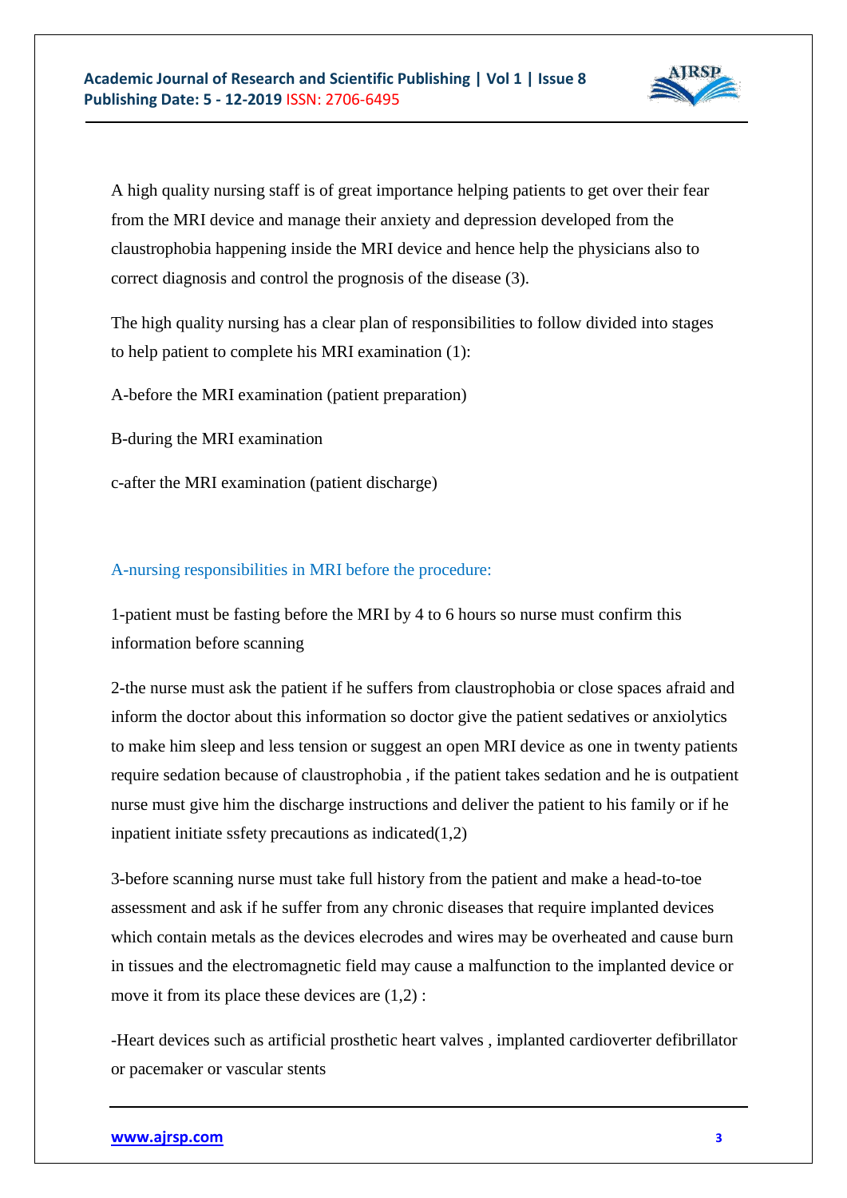A high quality nursing staff is of great importance helping patients to get over their fear from the MRI device and manage their anxiety and depression developed from the claustrophobia happening inside the MRI device and hence help the physicians also to correct diagnosis and control the prognosis of the disease (3).

The high quality nursing has a clear plan of responsibilities to follow divided into stages to help patient to complete his MRI examination (1):

A-before the MRI examination (patient preparation)

B-during the MRI examination

c-after the MRI examination (patient discharge)

### A-nursing responsibilities in MRI before the procedure:

1-patient must be fasting before the MRI by 4 to 6 hours so nurse must confirm this information before scanning

2-the nurse must ask the patient if he suffers from claustrophobia or close spaces afraid and inform the doctor about this information so doctor give the patient sedatives or anxiolytics to make him sleep and less tension or suggest an open MRI device as one in twenty patients require sedation because of claustrophobia , if the patient takes sedation and he is outpatient nurse must give him the discharge instructions and deliver the patient to his family or if he inpatient initiate ssfety precautions as indicated(1,2)

3-before scanning nurse must take full history from the patient and make a head-to-toe assessment and ask if he suffer from any chronic diseases that require implanted devices which contain metals as the devices elecrodes and wires may be overheated and cause burn in tissues and the electromagnetic field may cause a malfunction to the implanted device or move it from its place these devices are (1,2) :

-Heart devices such as artificial prosthetic heart valves , implanted cardioverter defibrillator or pacemaker or vascular stents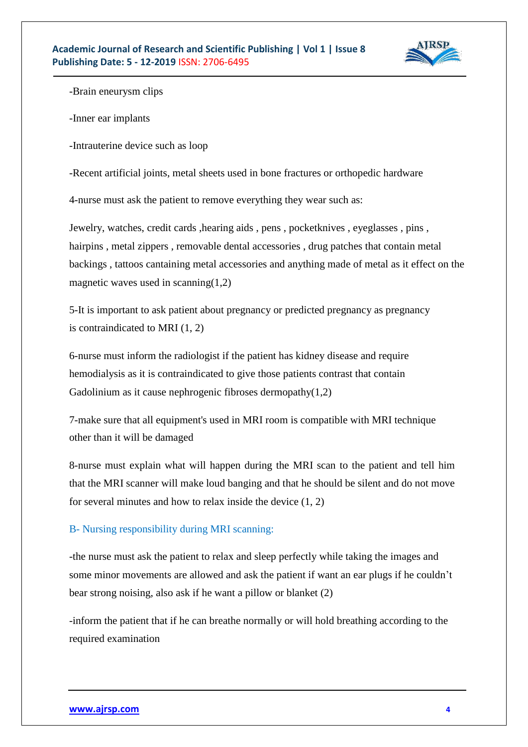-Brain eneurysm clips

-Inner ear implants

-Intrauterine device such as loop

-Recent artificial joints, metal sheets used in bone fractures or orthopedic hardware

4-nurse must ask the patient to remove everything they wear such as:

Jewelry, watches, credit cards ,hearing aids , pens , pocketknives , eyeglasses , pins , hairpins , metal zippers , removable dental accessories , drug patches that contain metal backings , tattoos cantaining metal accessories and anything made of metal as it effect on the magnetic waves used in scanning(1,2)

5-It is important to ask patient about pregnancy or predicted pregnancy as pregnancy is contraindicated to MRI (1, 2)

6-nurse must inform the radiologist if the patient has kidney disease and require hemodialysis as it is contraindicated to give those patients contrast that contain Gadolinium as it cause nephrogenic fibroses dermopathy(1,2)

7-make sure that all equipment's used in MRI room is compatible with MRI technique other than it will be damaged

8-nurse must explain what will happen during the MRI scan to the patient and tell him that the MRI scanner will make loud banging and that he should be silent and do not move for several minutes and how to relax inside the device (1, 2)

### B- Nursing responsibility during MRI scanning:

-the nurse must ask the patient to relax and sleep perfectly while taking the images and some minor movements are allowed and ask the patient if want an ear plugs if he couldn't bear strong noising, also ask if he want a pillow or blanket (2)

-inform the patient that if he can breathe normally or will hold breathing according to the required examination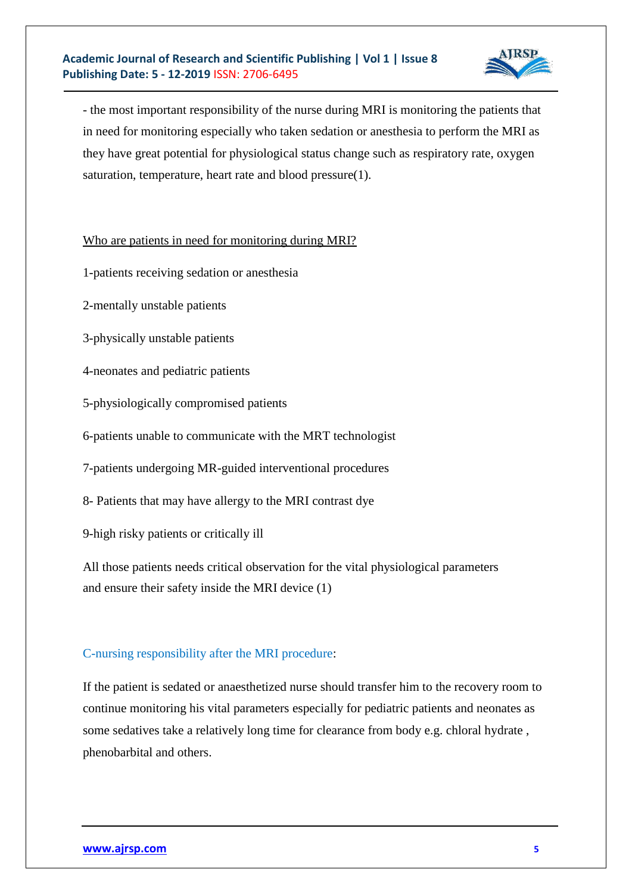- the most important responsibility of the nurse during MRI is monitoring the patients that in need for monitoring especially who taken sedation or anesthesia to perform the MRI as they have great potential for physiological status change such as respiratory rate, oxygen saturation, temperature, heart rate and blood pressure(1).

Who are patients in need for monitoring during MRI?

1-patients receiving sedation or anesthesia

2-mentally unstable patients

3-physically unstable patients

4-neonates and pediatric patients

5-physiologically compromised patients

6-patients unable to communicate with the MRT technologist

7-patients undergoing MR-guided interventional procedures

8- Patients that may have allergy to the MRI contrast dye

9-high risky patients or critically ill

All those patients needs critical observation for the vital physiological parameters and ensure their safety inside the MRI device (1)

### C-nursing responsibility after the MRI procedure:

If the patient is sedated or anaesthetized nurse should transfer him to the recovery room to continue monitoring his vital parameters especially for pediatric patients and neonates as some sedatives take a relatively long time for clearance from body e.g. chloral hydrate , phenobarbital and others.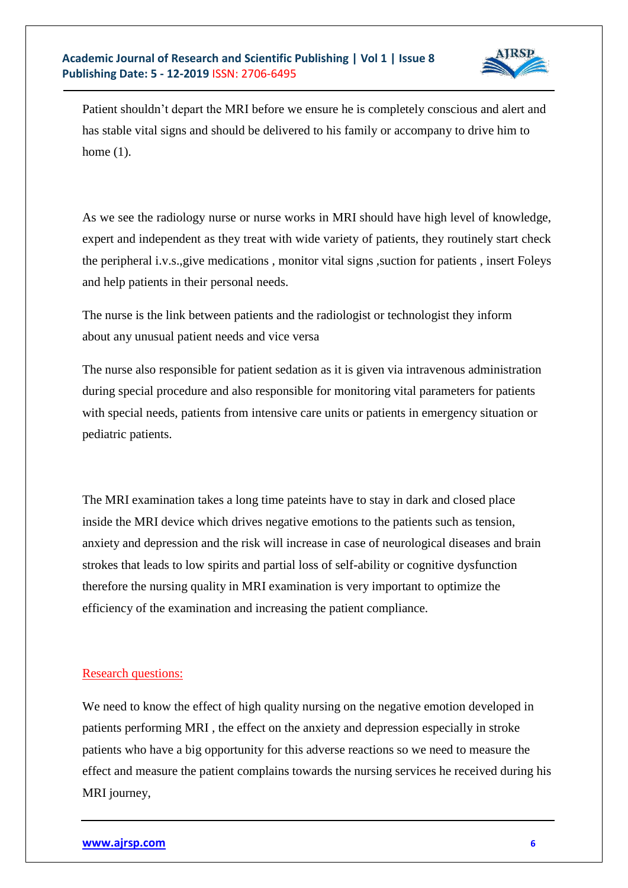Patient shouldn't depart the MRI before we ensure he is completely conscious and alert and has stable vital signs and should be delivered to his family or accompany to drive him to home (1).

As we see the radiology nurse or nurse works in MRI should have high level of knowledge, expert and independent as they treat with wide variety of patients, they routinely start check the peripheral i.v.s.,give medications , monitor vital signs ,suction for patients , insert Foleys and help patients in their personal needs.

The nurse is the link between patients and the radiologist or technologist they inform about any unusual patient needs and vice versa

The nurse also responsible for patient sedation as it is given via intravenous administration during special procedure and also responsible for monitoring vital parameters for patients with special needs, patients from intensive care units or patients in emergency situation or pediatric patients.

The MRI examination takes a long time pateints have to stay in dark and closed place inside the MRI device which drives negative emotions to the patients such as tension, anxiety and depression and the risk will increase in case of neurological diseases and brain strokes that leads to low spirits and partial loss of self-ability or cognitive dysfunction therefore the nursing quality in MRI examination is very important to optimize the efficiency of the examination and increasing the patient compliance.

## Research questions:

We need to know the effect of high quality nursing on the negative emotion developed in patients performing MRI , the effect on the anxiety and depression especially in stroke patients who have a big opportunity for this adverse reactions so we need to measure the effect and measure the patient complains towards the nursing services he received during his MRI journey,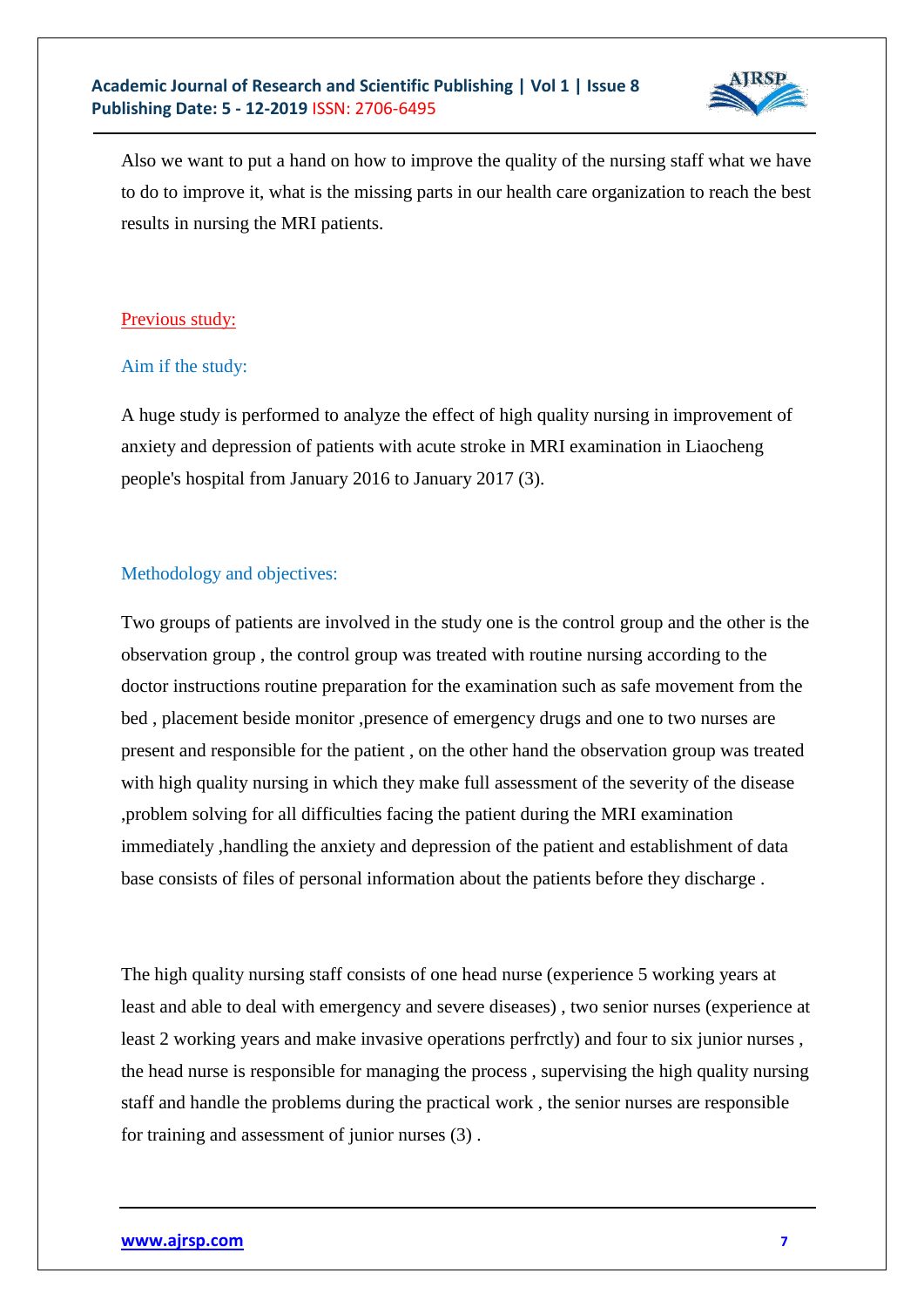Also we want to put a hand on how to improve the quality of the nursing staff what we have to do to improve it, what is the missing parts in our health care organization to reach the best results in nursing the MRI patients.

## Previous study:

### Aim if the study:

A huge study is performed to analyze the effect of high quality nursing in improvement of anxiety and depression of patients with acute stroke in MRI examination in Liaocheng people's hospital from January 2016 to January 2017 (3).

### Methodology and objectives:

Two groups of patients are involved in the study one is the control group and the other is the observation group , the control group was treated with routine nursing according to the doctor instructions routine preparation for the examination such as safe movement from the bed , placement beside monitor ,presence of emergency drugs and one to two nurses are present and responsible for the patient , on the other hand the observation group was treated with high quality nursing in which they make full assessment of the severity of the disease ,problem solving for all difficulties facing the patient during the MRI examination immediately ,handling the anxiety and depression of the patient and establishment of data base consists of files of personal information about the patients before they discharge .

The high quality nursing staff consists of one head nurse (experience 5 working years at least and able to deal with emergency and severe diseases) , two senior nurses (experience at least 2 working years and make invasive operations perfrctly) and four to six junior nurses , the head nurse is responsible for managing the process , supervising the high quality nursing staff and handle the problems during the practical work , the senior nurses are responsible for training and assessment of junior nurses (3) .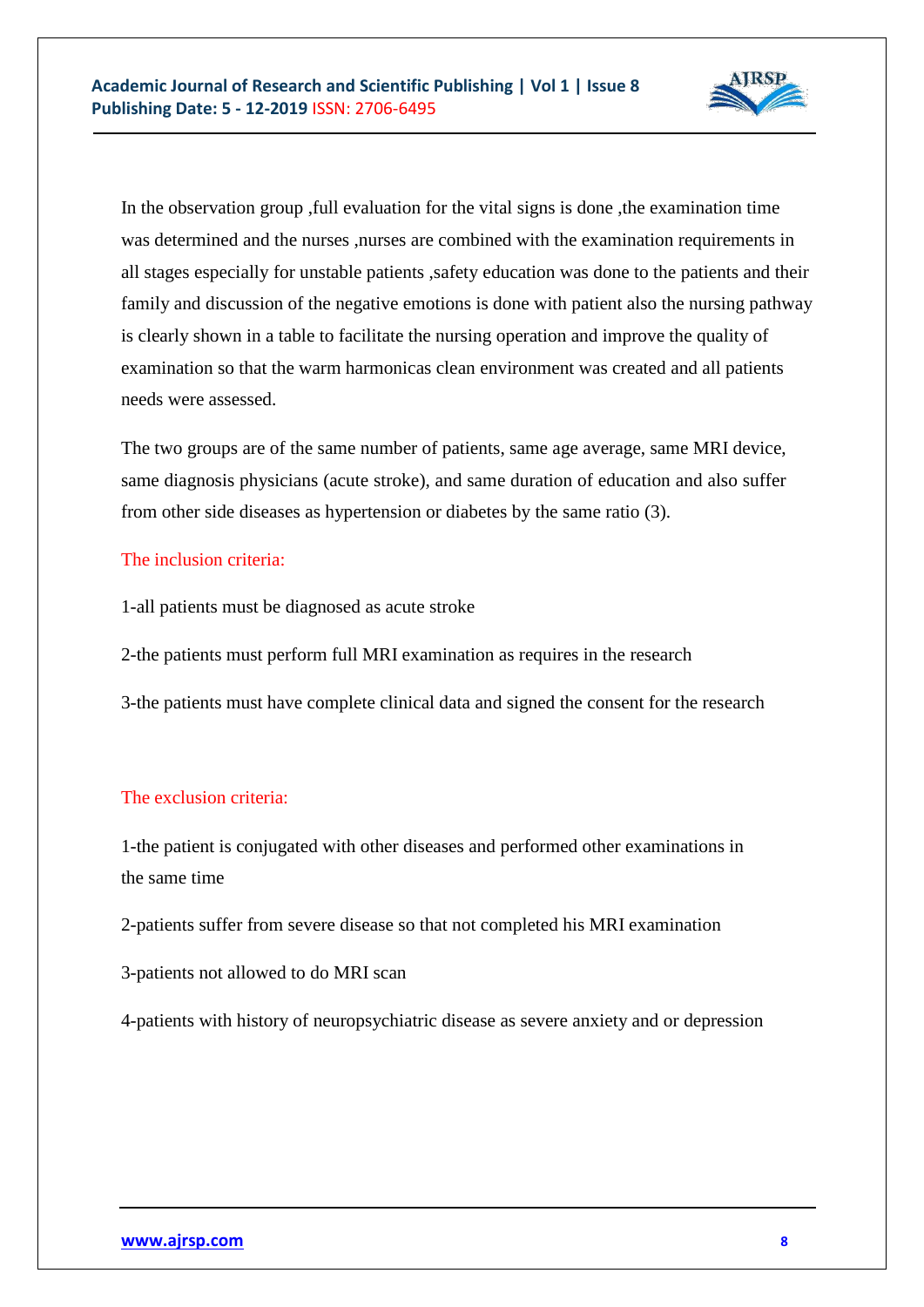In the observation group ,full evaluation for the vital signs is done ,the examination time was determined and the nurses ,nurses are combined with the examination requirements in all stages especially for unstable patients ,safety education was done to the patients and their family and discussion of the negative emotions is done with patient also the nursing pathway is clearly shown in a table to facilitate the nursing operation and improve the quality of examination so that the warm harmonicas clean environment was created and all patients needs were assessed.

The two groups are of the same number of patients, same age average, same MRI device, same diagnosis physicians (acute stroke), and same duration of education and also suffer from other side diseases as hypertension or diabetes by the same ratio (3).

The inclusion criteria:

1-all patients must be diagnosed as acute stroke

2-the patients must perform full MRI examination as requires in the research

3-the patients must have complete clinical data and signed the consent for the research

The exclusion criteria:

1-the patient is conjugated with other diseases and performed other examinations in the same time

2-patients suffer from severe disease so that not completed his MRI examination

3-patients not allowed to do MRI scan

4-patients with history of neuropsychiatric disease as severe anxiety and or depression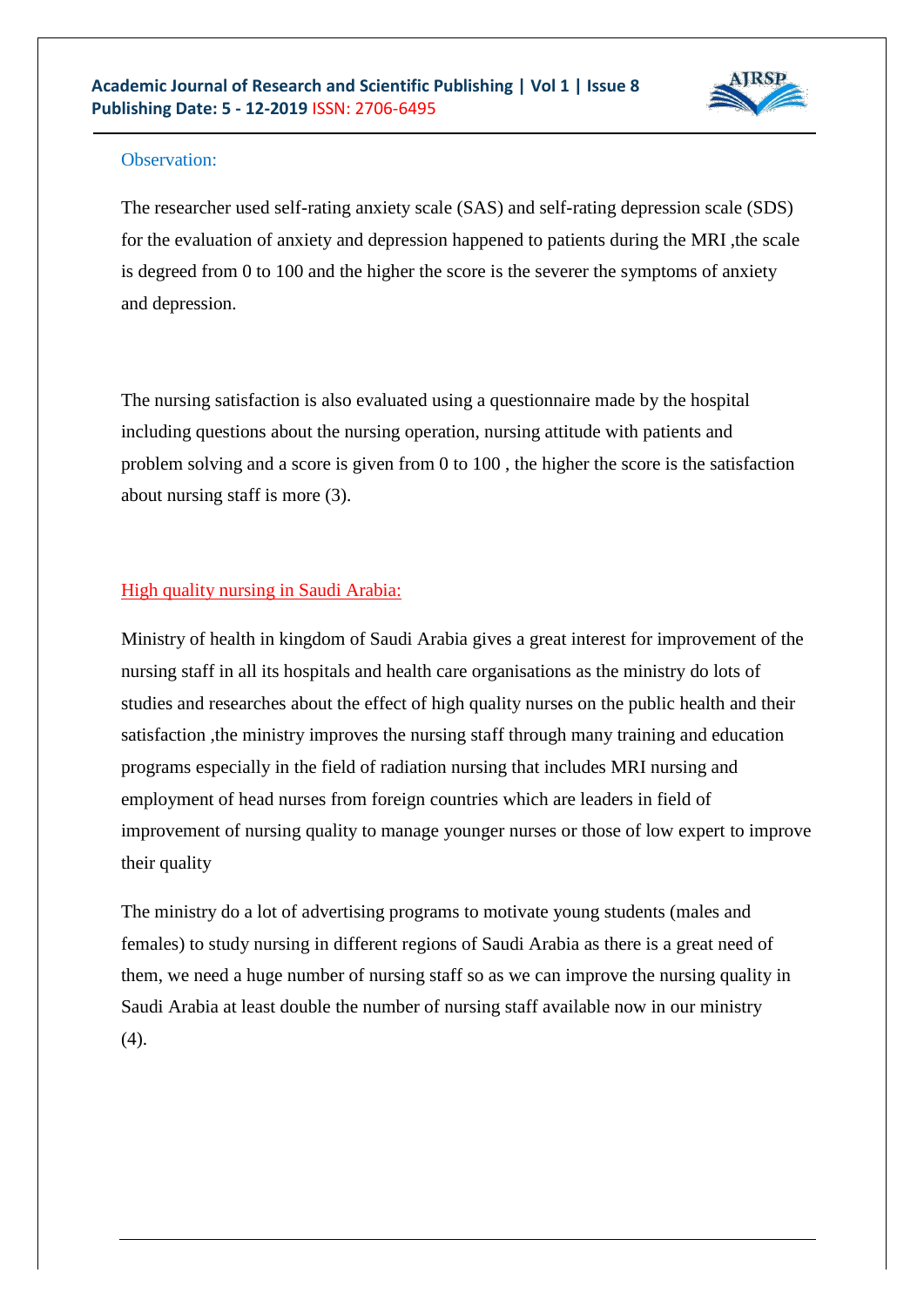### Observation:

The researcher used self-rating anxiety scale (SAS) and self-rating depression scale (SDS) for the evaluation of anxiety and depression happened to patients during the MRI ,the scale is degreed from 0 to 100 and the higher the score is the severer the symptoms of anxiety and depression.

The nursing satisfaction is also evaluated using a questionnaire made by the hospital including questions about the nursing operation, nursing attitude with patients and problem solving and a score is given from 0 to 100 , the higher the score is the satisfaction about nursing staff is more (3).

## High quality nursing in Saudi Arabia:

Ministry of health in kingdom of Saudi Arabia gives a great interest for improvement of the nursing staff in all its hospitals and health care organisations as the ministry do lots of studies and researches about the effect of high quality nurses on the public health and their satisfaction ,the ministry improves the nursing staff through many training and education programs especially in the field of radiation nursing that includes MRI nursing and employment of head nurses from foreign countries which are leaders in field of improvement of nursing quality to manage younger nurses or those of low expert to improve their quality

The ministry do a lot of advertising programs to motivate young students (males and females) to study nursing in different regions of Saudi Arabia as there is a great need of them, we need a huge number of nursing staff so as we can improve the nursing quality in Saudi Arabia at least double the number of nursing staff available now in our ministry (4).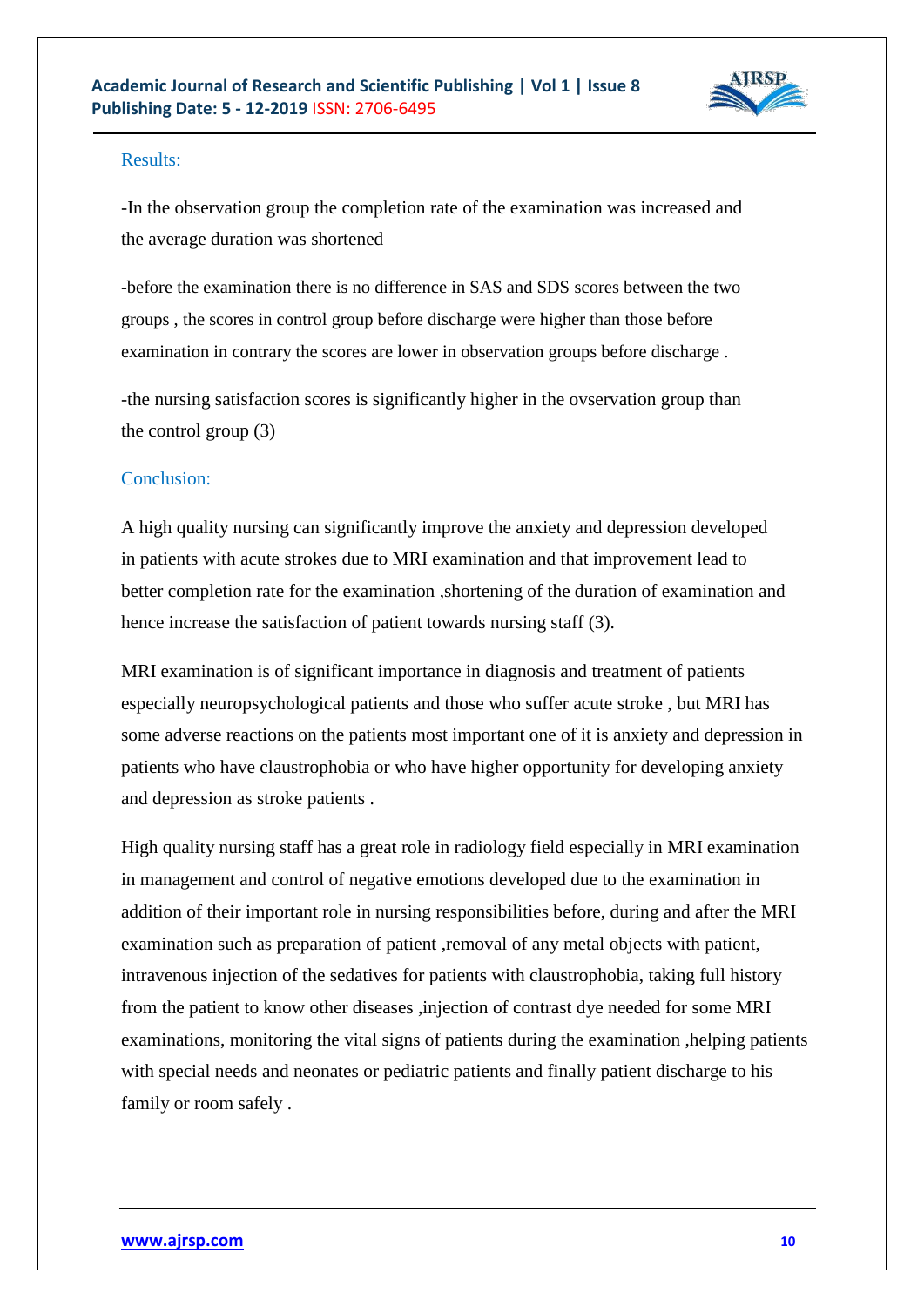### Results:

-In the observation group the completion rate of the examination was increased and the average duration was shortened

-before the examination there is no difference in SAS and SDS scores between the two groups , the scores in control group before discharge were higher than those before examination in contrary the scores are lower in observation groups before discharge .

-the nursing satisfaction scores is significantly higher in the ovservation group than the control group (3)

### Conclusion:

A high quality nursing can significantly improve the anxiety and depression developed in patients with acute strokes due to MRI examination and that improvement lead to better completion rate for the examination ,shortening of the duration of examination and hence increase the satisfaction of patient towards nursing staff (3).

MRI examination is of significant importance in diagnosis and treatment of patients especially neuropsychological patients and those who suffer acute stroke , but MRI has some adverse reactions on the patients most important one of it is anxiety and depression in patients who have claustrophobia or who have higher opportunity for developing anxiety and depression as stroke patients .

High quality nursing staff has a great role in radiology field especially in MRI examination in management and control of negative emotions developed due to the examination in addition of their important role in nursing responsibilities before, during and after the MRI examination such as preparation of patient ,removal of any metal objects with patient, intravenous injection of the sedatives for patients with claustrophobia, taking full history from the patient to know other diseases ,injection of contrast dye needed for some MRI examinations, monitoring the vital signs of patients during the examination ,helping patients with special needs and neonates or pediatric patients and finally patient discharge to his family or room safely .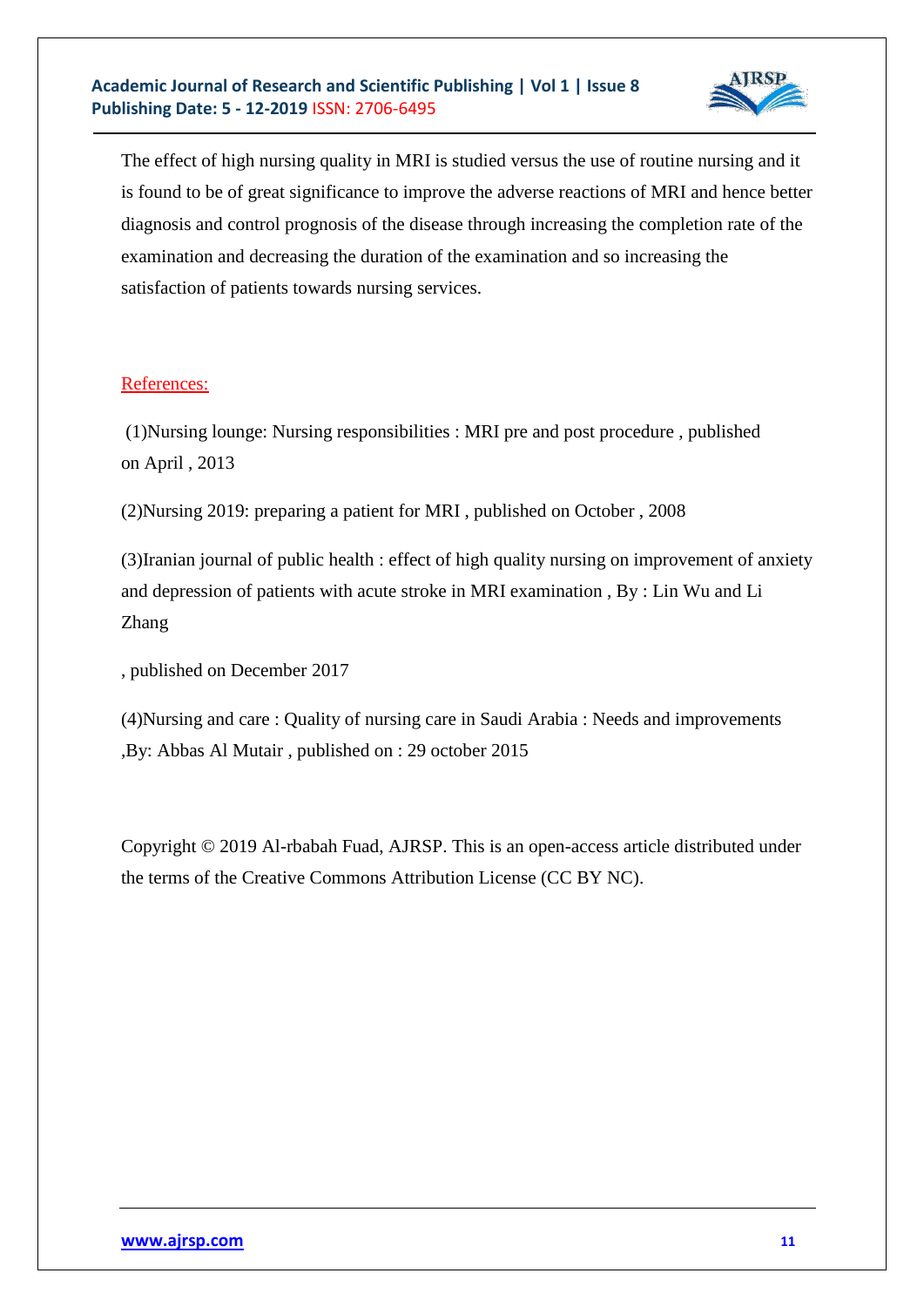The effect of high nursing quality in MRI is studied versus the use of routine nursing and it is found to be of great significance to improve the adverse reactions of MRI and hence better diagnosis and control prognosis of the disease through increasing the completion rate of the examination and decreasing the duration of the examination and so increasing the satisfaction of patients towards nursing services.

## References:

(1)Nursing lounge: Nursing responsibilities : MRI pre and post procedure , published on April , 2013

(2)Nursing 2019: preparing a patient for MRI , published on October , 2008

(3)Iranian journal of public health : effect of high quality nursing on improvement of anxiety and depression of patients with acute stroke in MRI examination , By : Lin Wu and Li Zhang

, published on December 2017

(4)Nursing and care : Quality of nursing care in Saudi Arabia : Needs and improvements ,By: Abbas Al Mutair , published on : 29 october 2015

Copyright © 2019 Al-rbabah Fuad, AJRSP. This is an open-access article distributed under the terms of the Creative Commons Attribution License (CC BY NC).